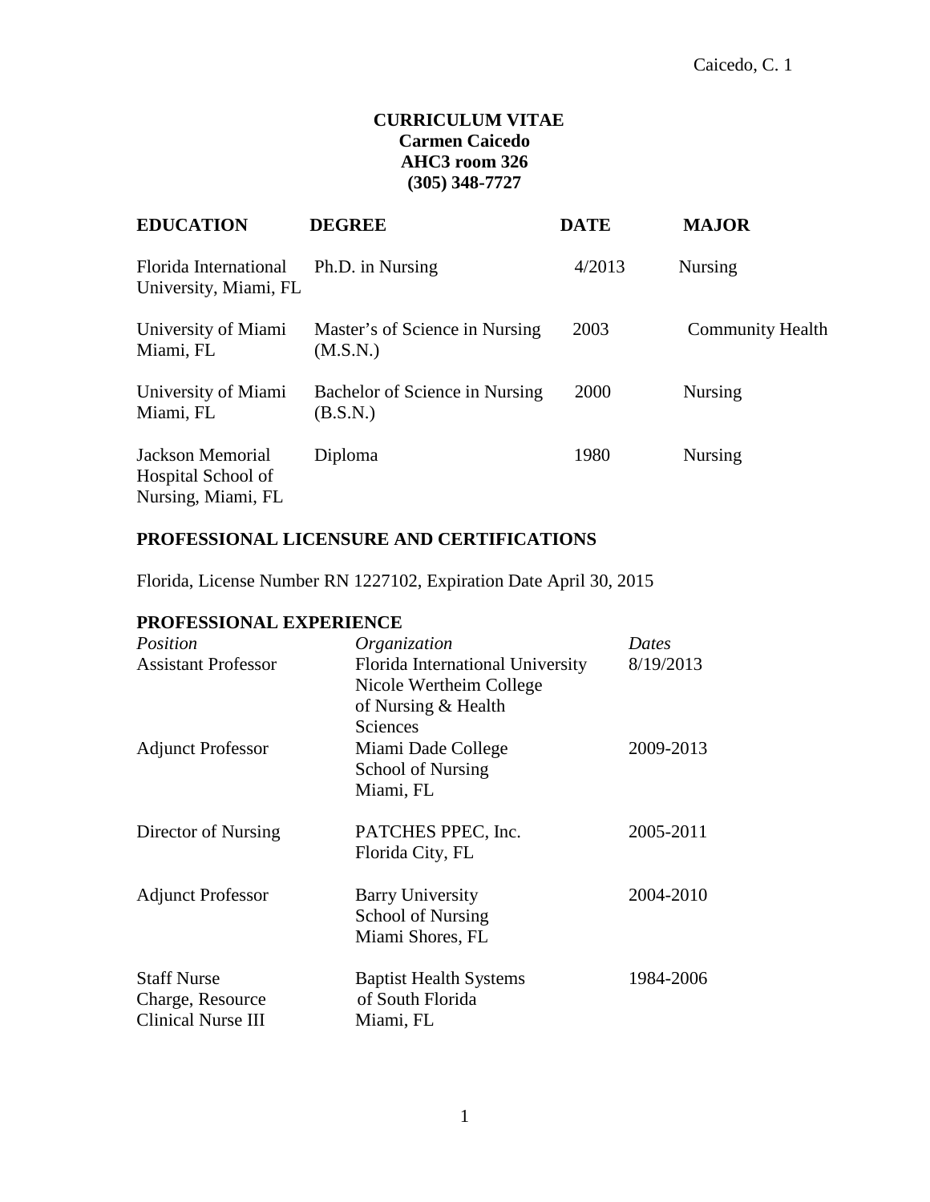# CURRICULUM VITAE
**Carmen Caicedo**
**AHC3 room 326**
**(305) 348-7727**

| EDUCATION | DEGREE | DATE | MAJOR |
|---|---|---|---|
| Florida International University, Miami, FL | Ph.D. in Nursing | 4/2013 | Nursing |
| University of Miami Miami, FL | Master's of Science in Nursing (M.S.N.) | 2003 | Community Health |
| University of Miami Miami, FL | Bachelor of Science in Nursing (B.S.N.) | 2000 | Nursing |
| Jackson Memorial Hospital School of Nursing, Miami, FL | Diploma | 1980 | Nursing |

## PROFESSIONAL LICENSURE AND CERTIFICATIONS

Florida, License Number RN 1227102, Expiration Date April 30, 2015

## PROFESSIONAL EXPERIENCE

| *Position* | *Organization* | *Dates* |
|---|---|---|
| Assistant Professor | Florida International University Nicole Wertheim College of Nursing & Health Sciences | 8/19/2013 |
| Adjunct Professor | Miami Dade College School of Nursing Miami, FL | 2009-2013 |
| Director of Nursing | PATCHES PPEC, Inc. Florida City, FL | 2005-2011 |
| Adjunct Professor | Barry University School of Nursing Miami Shores, FL | 2004-2010 |
| Staff Nurse Charge, Resource Clinical Nurse III | Baptist Health Systems of South Florida Miami, FL | 1984-2006 |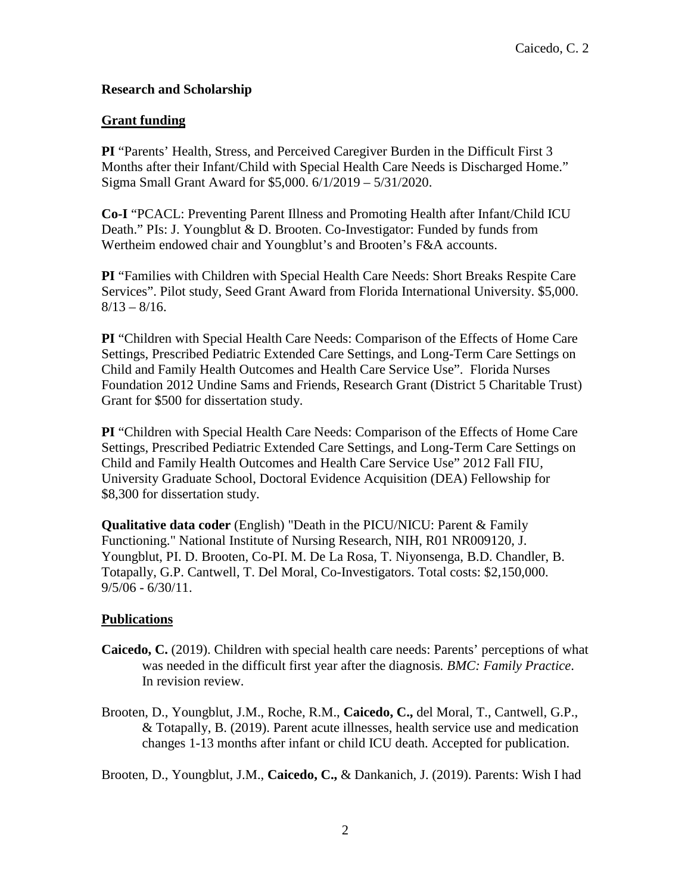## Research and Scholarship

### Grant funding

**PI** "Parents' Health, Stress, and Perceived Caregiver Burden in the Difficult First 3 Months after their Infant/Child with Special Health Care Needs is Discharged Home." Sigma Small Grant Award for $5,000. 6/1/2019 – 5/31/2020.

**Co-I** "PCACL: Preventing Parent Illness and Promoting Health after Infant/Child ICU Death." PIs: J. Youngblut & D. Brooten. Co-Investigator: Funded by funds from Wertheim endowed chair and Youngblut's and Brooten's F&A accounts.

**PI** "Families with Children with Special Health Care Needs: Short Breaks Respite Care Services". Pilot study, Seed Grant Award from Florida International University. $5,000. 8/13 – 8/16.

**PI** "Children with Special Health Care Needs: Comparison of the Effects of Home Care Settings, Prescribed Pediatric Extended Care Settings, and Long-Term Care Settings on Child and Family Health Outcomes and Health Care Service Use". Florida Nurses Foundation 2012 Undine Sams and Friends, Research Grant (District 5 Charitable Trust) Grant for $500 for dissertation study.

**PI** "Children with Special Health Care Needs: Comparison of the Effects of Home Care Settings, Prescribed Pediatric Extended Care Settings, and Long-Term Care Settings on Child and Family Health Outcomes and Health Care Service Use" 2012 Fall FIU, University Graduate School, Doctoral Evidence Acquisition (DEA) Fellowship for $8,300 for dissertation study.

**Qualitative data coder** (English) "Death in the PICU/NICU: Parent & Family Functioning." National Institute of Nursing Research, NIH, R01 NR009120, J. Youngblut, PI. D. Brooten, Co-PI. M. De La Rosa, T. Niyonsenga, B.D. Chandler, B. Totapally, G.P. Cantwell, T. Del Moral, Co-Investigators. Total costs: $2,150,000. 9/5/06 - 6/30/11.

### Publications

**Caicedo, C.** (2019). Children with special health care needs: Parents' perceptions of what was needed in the difficult first year after the diagnosis*. BMC: Family Practice*. In revision review.

Brooten, D., Youngblut, J.M., Roche, R.M., **Caicedo, C.,** del Moral, T., Cantwell, G.P., & Totapally, B. (2019). Parent acute illnesses, health service use and medication changes 1-13 months after infant or child ICU death. Accepted for publication.

Brooten, D., Youngblut, J.M., **Caicedo, C.,** & Dankanich, J. (2019). Parents: Wish I had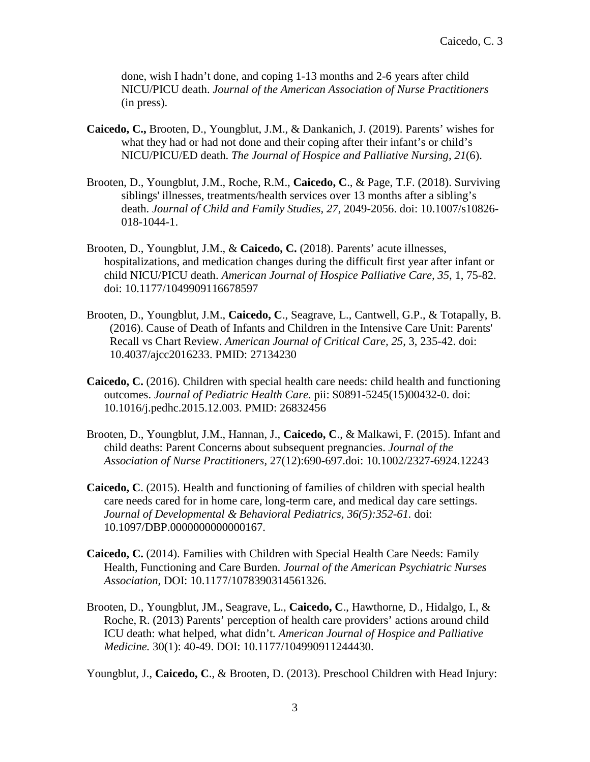done, wish I hadn't done, and coping 1-13 months and 2-6 years after child NICU/PICU death. *Journal of the American Association of Nurse Practitioners* (in press).

**Caicedo, C.,** Brooten, D., Youngblut, J.M., & Dankanich, J. (2019). Parents' wishes for what they had or had not done and their coping after their infant's or child's NICU/PICU/ED death. *The Journal of Hospice and Palliative Nursing, 21*(6).

Brooten, D., Youngblut, J.M., Roche, R.M., **Caicedo, C**., & Page, T.F. (2018). Surviving siblings' illnesses, treatments/health services over 13 months after a sibling's death. *Journal of Child and Family Studies*, *27,* 2049-2056. doi: 10.1007/s10826-018-1044-1.

Brooten, D., Youngblut, J.M., & **Caicedo, C.** (2018). Parents' acute illnesses, hospitalizations, and medication changes during the difficult first year after infant or child NICU/PICU death. *American Journal of Hospice Palliative Care, 35*, 1, 75-82. doi: 10.1177/1049909116678597

Brooten, D., Youngblut, J.M., **Caicedo, C**., Seagrave, L., Cantwell, G.P., & Totapally, B. (2016). Cause of Death of Infants and Children in the Intensive Care Unit: Parents' Recall vs Chart Review. *American Journal of Critical Care, 25*, 3, 235-42. doi: 10.4037/ajcc2016233. PMID: 27134230

**Caicedo, C.** (2016). Children with special health care needs: child health and functioning outcomes. *Journal of Pediatric Health Care.* pii: S0891-5245(15)00432-0. doi: 10.1016/j.pedhc.2015.12.003. PMID: 26832456

Brooten, D., Youngblut, J.M., Hannan, J., **Caicedo, C**., & Malkawi, F. (2015). Infant and child deaths: Parent Concerns about subsequent pregnancies. *Journal of the Association of Nurse Practitioners,* 27(12):690-697.doi: 10.1002/2327-6924.12243

**Caicedo, C**. (2015). Health and functioning of families of children with special health care needs cared for in home care, long-term care, and medical day care settings. *Journal of Developmental & Behavioral Pediatrics, 36(5):352-61.* doi: 10.1097/DBP.0000000000000167.

**Caicedo, C.** (2014). Families with Children with Special Health Care Needs: Family Health, Functioning and Care Burden. *Journal of the American Psychiatric Nurses Association,* DOI: 10.1177/1078390314561326.

Brooten, D., Youngblut, JM., Seagrave, L., **Caicedo, C**., Hawthorne, D., Hidalgo, I., & Roche, R. (2013) Parents' perception of health care providers' actions around child ICU death: what helped, what didn't*. American Journal of Hospice and Palliative Medicine.* 30(1): 40-49. DOI: 10.1177/104990911244430.

Youngblut, J., **Caicedo, C**., & Brooten, D. (2013). Preschool Children with Head Injury: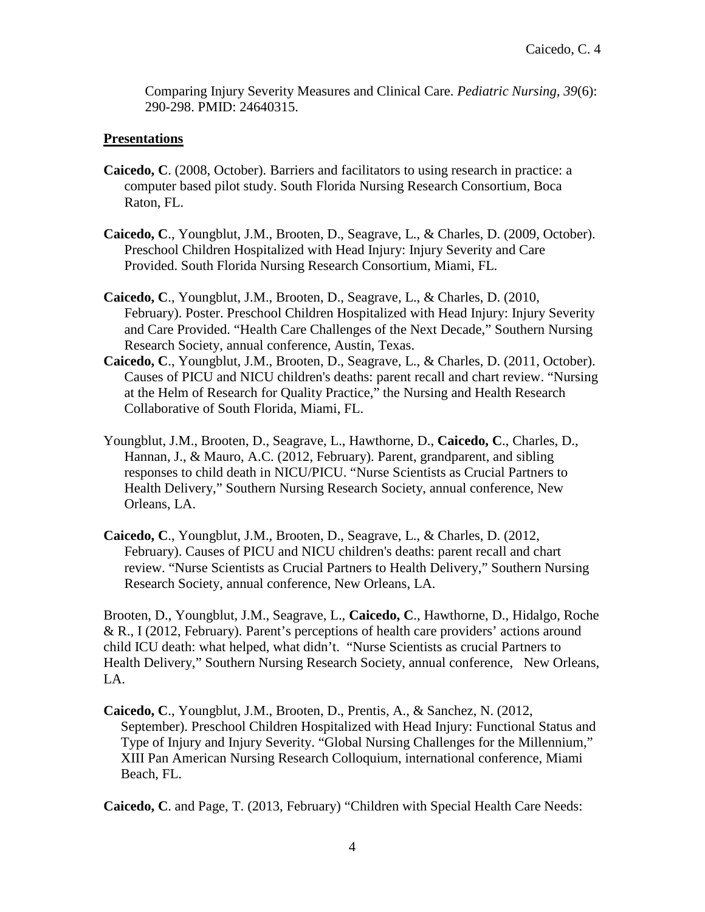Comparing Injury Severity Measures and Clinical Care. *Pediatric Nursing, 39*(6): 290-298. PMID: 24640315.

## Presentations

**Caicedo, C**. (2008, October). Barriers and facilitators to using research in practice: a computer based pilot study. South Florida Nursing Research Consortium, Boca Raton, FL.

**Caicedo, C**., Youngblut, J.M., Brooten, D., Seagrave, L., & Charles, D. (2009, October). Preschool Children Hospitalized with Head Injury: Injury Severity and Care Provided. South Florida Nursing Research Consortium, Miami, FL.

**Caicedo, C**., Youngblut, J.M., Brooten, D., Seagrave, L., & Charles, D. (2010, February). Poster. Preschool Children Hospitalized with Head Injury: Injury Severity and Care Provided. "Health Care Challenges of the Next Decade," Southern Nursing Research Society, annual conference, Austin, Texas.

**Caicedo, C**., Youngblut, J.M., Brooten, D., Seagrave, L., & Charles, D. (2011, October). Causes of PICU and NICU children's deaths: parent recall and chart review. "Nursing at the Helm of Research for Quality Practice," the Nursing and Health Research Collaborative of South Florida, Miami, FL.

Youngblut, J.M., Brooten, D., Seagrave, L., Hawthorne, D., **Caicedo, C**., Charles, D., Hannan, J., & Mauro, A.C. (2012, February). Parent, grandparent, and sibling responses to child death in NICU/PICU. "Nurse Scientists as Crucial Partners to Health Delivery," Southern Nursing Research Society, annual conference, New Orleans, LA.

**Caicedo, C**., Youngblut, J.M., Brooten, D., Seagrave, L., & Charles, D. (2012, February). Causes of PICU and NICU children's deaths: parent recall and chart review. "Nurse Scientists as Crucial Partners to Health Delivery," Southern Nursing Research Society, annual conference, New Orleans, LA.

Brooten, D., Youngblut, J.M., Seagrave, L., **Caicedo, C**., Hawthorne, D., Hidalgo, Roche & R., I (2012, February). Parent's perceptions of health care providers' actions around child ICU death: what helped, what didn't. "Nurse Scientists as crucial Partners to Health Delivery," Southern Nursing Research Society, annual conference, New Orleans, LA.

**Caicedo, C**., Youngblut, J.M., Brooten, D., Prentis, A., & Sanchez, N. (2012, September). Preschool Children Hospitalized with Head Injury: Functional Status and Type of Injury and Injury Severity. "Global Nursing Challenges for the Millennium," XIII Pan American Nursing Research Colloquium, international conference, Miami Beach, FL.

**Caicedo, C**. and Page, T. (2013, February) "Children with Special Health Care Needs: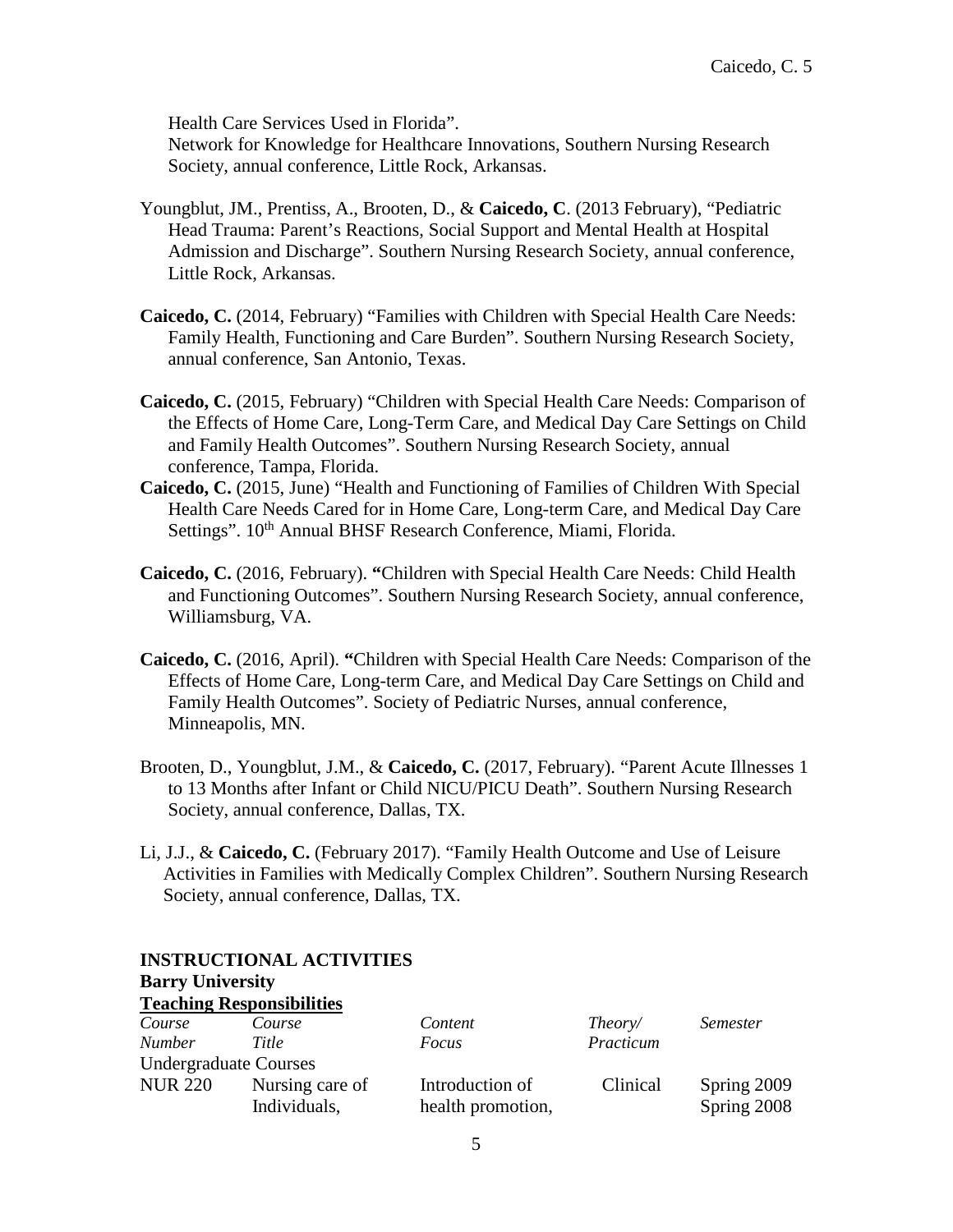Health Care Services Used in Florida".
Network for Knowledge for Healthcare Innovations, Southern Nursing Research Society, annual conference, Little Rock, Arkansas.

Youngblut, JM., Prentiss, A., Brooten, D., & **Caicedo, C**. (2013 February), "Pediatric Head Trauma: Parent's Reactions, Social Support and Mental Health at Hospital Admission and Discharge". Southern Nursing Research Society, annual conference, Little Rock, Arkansas.

**Caicedo, C.** (2014, February) "Families with Children with Special Health Care Needs: Family Health, Functioning and Care Burden". Southern Nursing Research Society, annual conference, San Antonio, Texas.

**Caicedo, C.** (2015, February) "Children with Special Health Care Needs: Comparison of the Effects of Home Care, Long-Term Care, and Medical Day Care Settings on Child and Family Health Outcomes". Southern Nursing Research Society, annual conference, Tampa, Florida.

**Caicedo, C.** (2015, June) "Health and Functioning of Families of Children With Special Health Care Needs Cared for in Home Care, Long-term Care, and Medical Day Care Settings". 10th Annual BHSF Research Conference, Miami, Florida.

**Caicedo, C.** (2016, February). **"**Children with Special Health Care Needs: Child Health and Functioning Outcomes". Southern Nursing Research Society, annual conference, Williamsburg, VA.

**Caicedo, C.** (2016, April). **"**Children with Special Health Care Needs: Comparison of the Effects of Home Care, Long-term Care, and Medical Day Care Settings on Child and Family Health Outcomes". Society of Pediatric Nurses, annual conference, Minneapolis, MN.

Brooten, D., Youngblut, J.M., & **Caicedo, C.** (2017, February). "Parent Acute Illnesses 1 to 13 Months after Infant or Child NICU/PICU Death". Southern Nursing Research Society, annual conference, Dallas, TX.

Li, J.J., & **Caicedo, C.** (February 2017). "Family Health Outcome and Use of Leisure Activities in Families with Medically Complex Children". Southern Nursing Research Society, annual conference, Dallas, TX.

## INSTRUCTIONAL ACTIVITIES

### Barry University

**Teaching Responsibilities**

| *Course Number* | *Course Title* | *Content Focus* | *Theory/ Practicum* | *Semester* |
|---|---|---|---|---|
| Undergraduate Courses | | | | |
| NUR 220 | Nursing care of Individuals, | Introduction of health promotion, | Clinical | Spring 2009<br>Spring 2008 |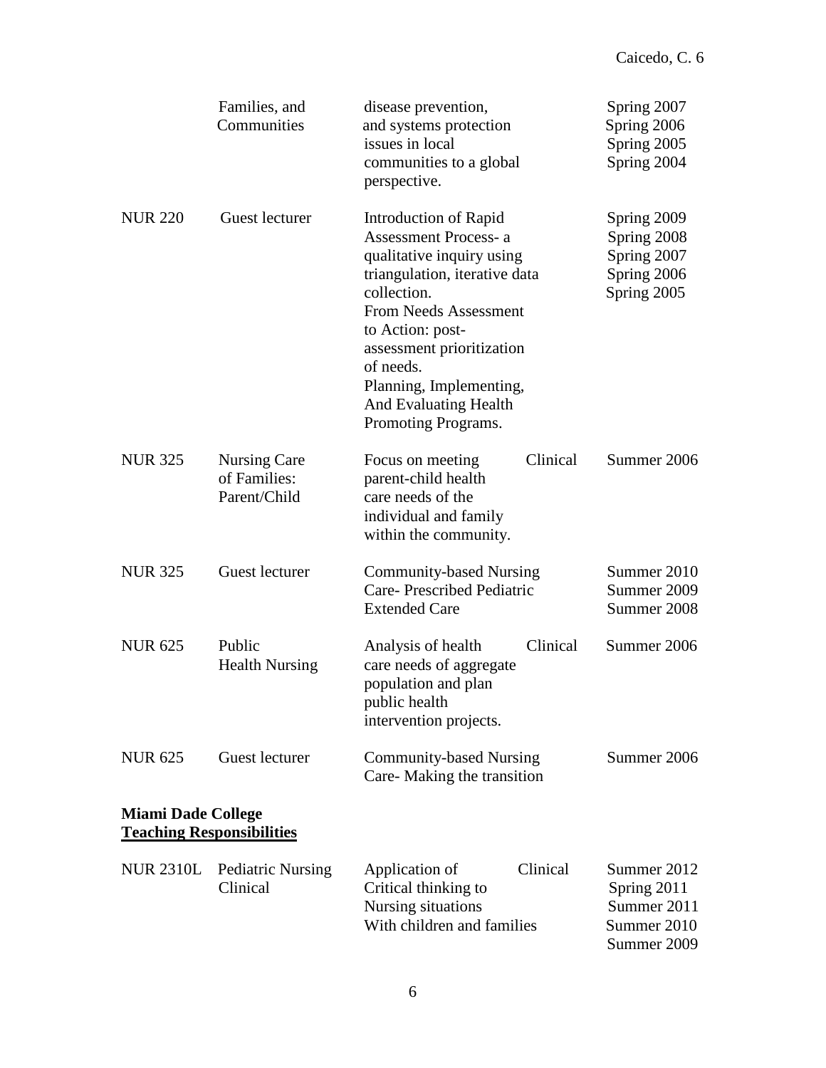| | | | | |
|---|---|---|---|---|
| | Families, and Communities | disease prevention, and systems protection issues in local communities to a global perspective. | | Spring 2007<br>Spring 2006<br>Spring 2005<br>Spring 2004 |
| NUR 220 | Guest lecturer | Introduction of Rapid Assessment Process- a qualitative inquiry using triangulation, iterative data collection.<br>From Needs Assessment to Action: post-assessment prioritization of needs.<br>Planning, Implementing, And Evaluating Health Promoting Programs. | | Spring 2009<br>Spring 2008<br>Spring 2007<br>Spring 2006<br>Spring 2005 |
| NUR 325 | Nursing Care of Families: Parent/Child | Focus on meeting parent-child health care needs of the individual and family within the community. | Clinical | Summer 2006 |
| NUR 325 | Guest lecturer | Community-based Nursing Care- Prescribed Pediatric Extended Care | | Summer 2010<br>Summer 2009<br>Summer 2008 |
| NUR 625 | Public Health Nursing | Analysis of health care needs of aggregate population and plan public health intervention projects. | Clinical | Summer 2006 |
| NUR 625 | Guest lecturer | Community-based Nursing Care- Making the transition | | Summer 2006 |

**Miami Dade College**
**<u>Teaching Responsibilities</u>**

| | | | | |
|---|---|---|---|---|
| NUR 2310L | Pediatric Nursing Clinical | Application of Critical thinking to Nursing situations With children and families | Clinical | Summer 2012<br>Spring 2011<br>Summer 2011<br>Summer 2010<br>Summer 2009 |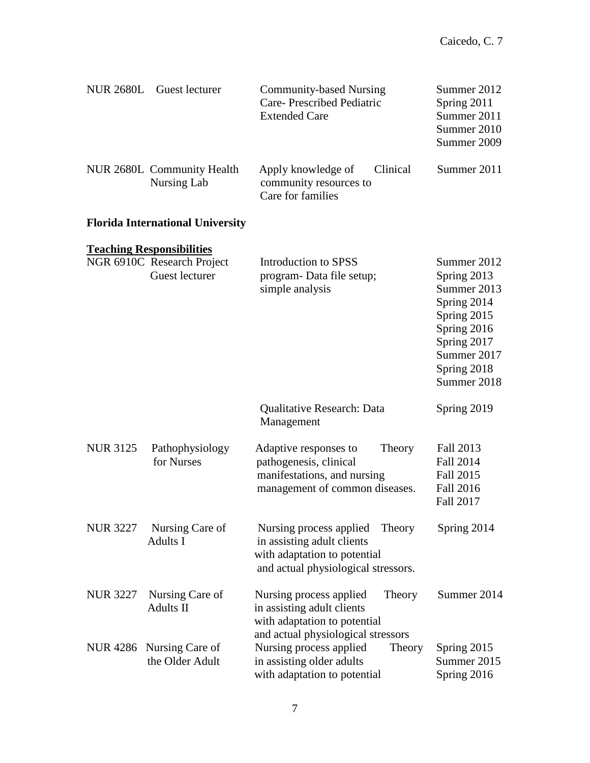| Course | Title | Description | Type | Term |
|---|---|---|---|---|
| NUR 2680L | Guest lecturer | Community-based Nursing Care- Prescribed Pediatric Extended Care | | Summer 2012<br>Spring 2011<br>Summer 2011<br>Summer 2010<br>Summer 2009 |
| NUR 2680L | Community Health Nursing Lab | Apply knowledge of community resources to Care for families | Clinical | Summer 2011 |

**Florida International University**

**Teaching Responsibilities**

| Course | Title | Description | Type | Term |
|---|---|---|---|---|
| NGR 6910C | Research Project Guest lecturer | Introduction to SPSS program- Data file setup; simple analysis | | Summer 2012<br>Spring 2013<br>Summer 2013<br>Spring 2014<br>Spring 2015<br>Spring 2016<br>Spring 2017<br>Summer 2017<br>Spring 2018<br>Summer 2018 |
| | | Qualitative Research: Data Management | | Spring 2019 |
| NUR 3125 | Pathophysiology for Nurses | Adaptive responses to pathogenesis, clinical manifestations, and nursing management of common diseases. | Theory | Fall 2013<br>Fall 2014<br>Fall 2015<br>Fall 2016<br>Fall 2017 |
| NUR 3227 | Nursing Care of Adults I | Nursing process applied in assisting adult clients with adaptation to potential and actual physiological stressors. | Theory | Spring 2014 |
| NUR 3227 | Nursing Care of Adults II | Nursing process applied in assisting adult clients with adaptation to potential and actual physiological stressors | Theory | Summer 2014 |
| NUR 4286 | Nursing Care of the Older Adult | Nursing process applied in assisting older adults with adaptation to potential | Theory | Spring 2015<br>Summer 2015<br>Spring 2016 |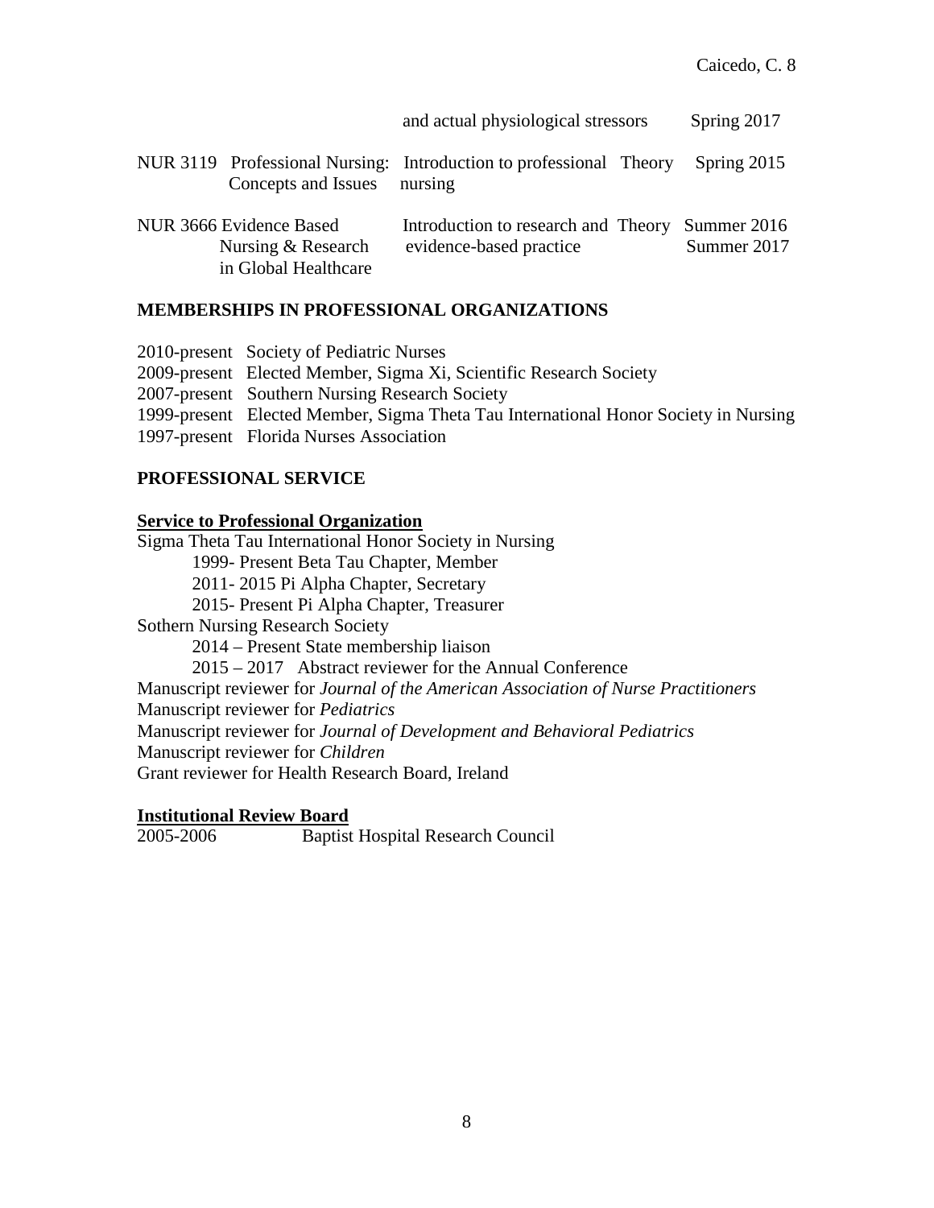| | | | |
|---|---|---|---|
| | and actual physiological stressors | | Spring 2017 |
| NUR 3119 Professional Nursing: Concepts and Issues | Introduction to professional nursing | Theory | Spring 2015 |
| NUR 3666 Evidence Based Nursing & Research in Global Healthcare | Introduction to research and evidence-based practice | Theory | Summer 2016<br>Summer 2017 |

## MEMBERSHIPS IN PROFESSIONAL ORGANIZATIONS

2010-present Society of Pediatric Nurses
2009-present Elected Member, Sigma Xi, Scientific Research Society
2007-present Southern Nursing Research Society
1999-present Elected Member, Sigma Theta Tau International Honor Society in Nursing
1997-present Florida Nurses Association

## PROFESSIONAL SERVICE

### Service to Professional Organization

Sigma Theta Tau International Honor Society in Nursing
- 1999- Present Beta Tau Chapter, Member
- 2011- 2015 Pi Alpha Chapter, Secretary
- 2015- Present Pi Alpha Chapter, Treasurer

Sothern Nursing Research Society
- 2014 – Present State membership liaison
- 2015 – 2017 Abstract reviewer for the Annual Conference

Manuscript reviewer for *Journal of the American Association of Nurse Practitioners*
Manuscript reviewer for *Pediatrics*
Manuscript reviewer for *Journal of Development and Behavioral Pediatrics*
Manuscript reviewer for *Children*
Grant reviewer for Health Research Board, Ireland

### Institutional Review Board

2005-2006 Baptist Hospital Research Council